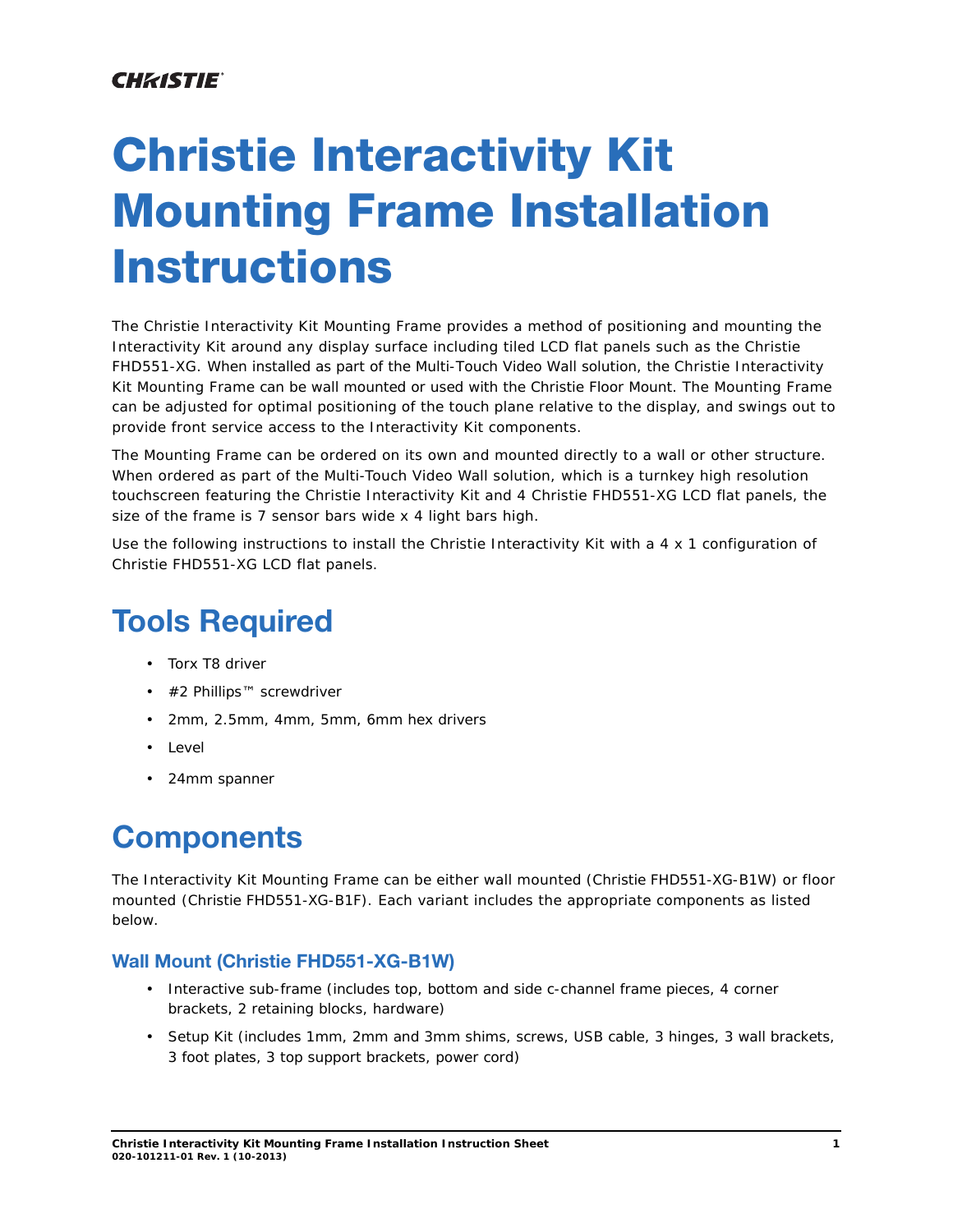# Christie Interactivity Kit Mounting Frame Installation Instructions

The Christie Interactivity Kit Mounting Frame provides a method of positioning and mounting the Interactivity Kit around any display surface including tiled LCD flat panels such as the Christie FHD551-XG. When installed as part of the Multi-Touch Video Wall solution, the Christie Interactivity Kit Mounting Frame can be wall mounted or used with the Christie Floor Mount. The Mounting Frame can be adjusted for optimal positioning of the touch plane relative to the display, and swings out to provide front service access to the Interactivity Kit components.

The Mounting Frame can be ordered on its own and mounted directly to a wall or other structure. When ordered as part of the Multi-Touch Video Wall solution, which is a turnkey high resolution touchscreen featuring the Christie Interactivity Kit and 4 Christie FHD551-XG LCD flat panels, the size of the frame is 7 sensor bars wide x 4 light bars high.

Use the following instructions to install the Christie Interactivity Kit with a 4 x 1 configuration of Christie FHD551-XG LCD flat panels.

## Tools Required

- Torx T8 driver
- #2 Phillips™ screwdriver
- 2mm, 2.5mm, 4mm, 5mm, 6mm hex drivers
- Level
- 24mm spanner

## Components

The Interactivity Kit Mounting Frame can be either wall mounted (Christie FHD551-XG-B1W) or floor mounted (Christie FHD551-XG-B1F). Each variant includes the appropriate components as listed below.

### Wall Mount (Christie FHD551-XG-B1W)

- Interactive sub-frame (includes top, bottom and side c-channel frame pieces, 4 corner brackets, 2 retaining blocks, hardware)
- Setup Kit (includes 1mm, 2mm and 3mm shims, screws, USB cable, 3 hinges, 3 wall brackets, 3 foot plates, 3 top support brackets, power cord)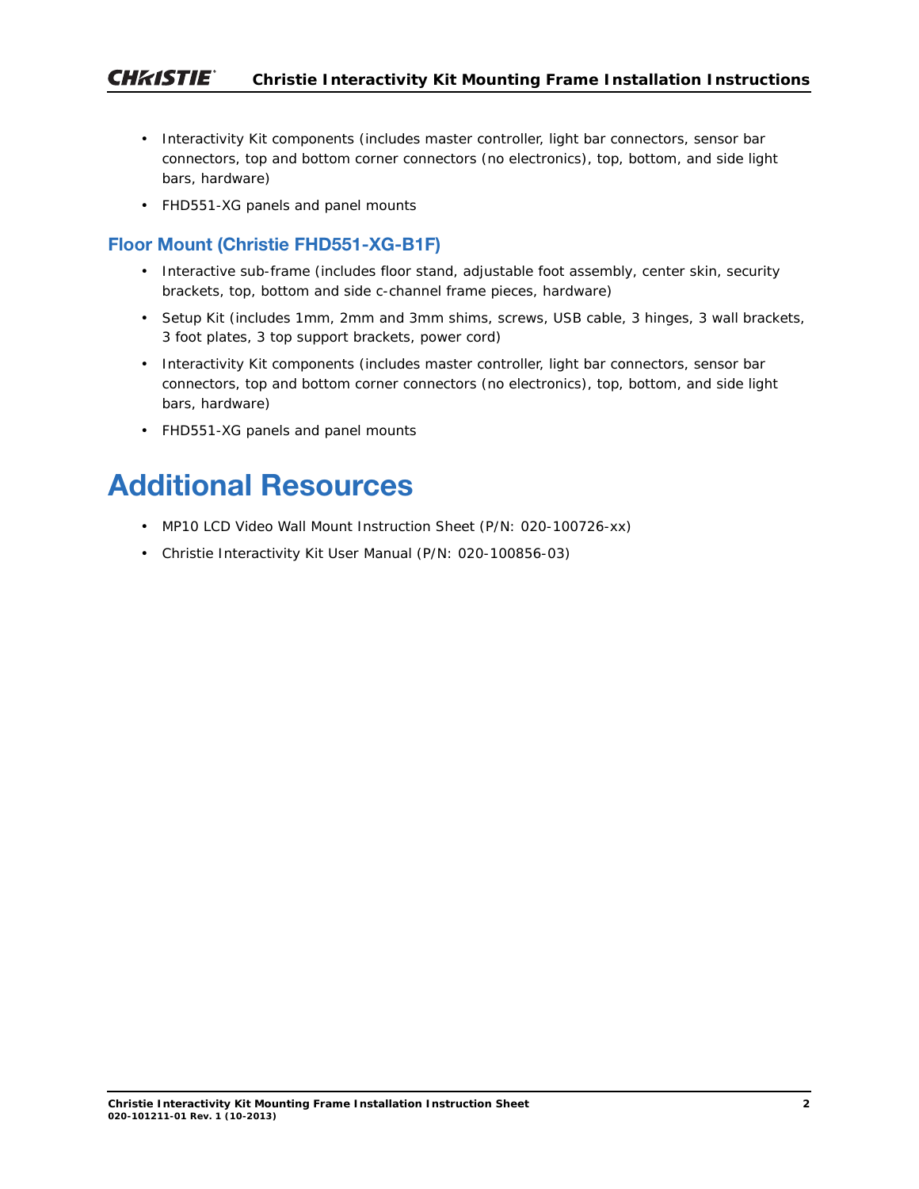- Interactivity Kit components (includes master controller, light bar connectors, sensor bar connectors, top and bottom corner connectors (no electronics), top, bottom, and side light bars, hardware)
- FHD551-XG panels and panel mounts

### Floor Mount (Christie FHD551-XG-B1F)

- Interactive sub-frame (includes floor stand, adjustable foot assembly, center skin, security brackets, top, bottom and side c-channel frame pieces, hardware)
- Setup Kit (includes 1mm, 2mm and 3mm shims, screws, USB cable, 3 hinges, 3 wall brackets, 3 foot plates, 3 top support brackets, power cord)
- Interactivity Kit components (includes master controller, light bar connectors, sensor bar connectors, top and bottom corner connectors (no electronics), top, bottom, and side light bars, hardware)
- FHD551-XG panels and panel mounts

## Additional Resources

- MP10 LCD Video Wall Mount Instruction Sheet (P/N: 020-100726-xx)
- Christie Interactivity Kit User Manual (P/N: 020-100856-03)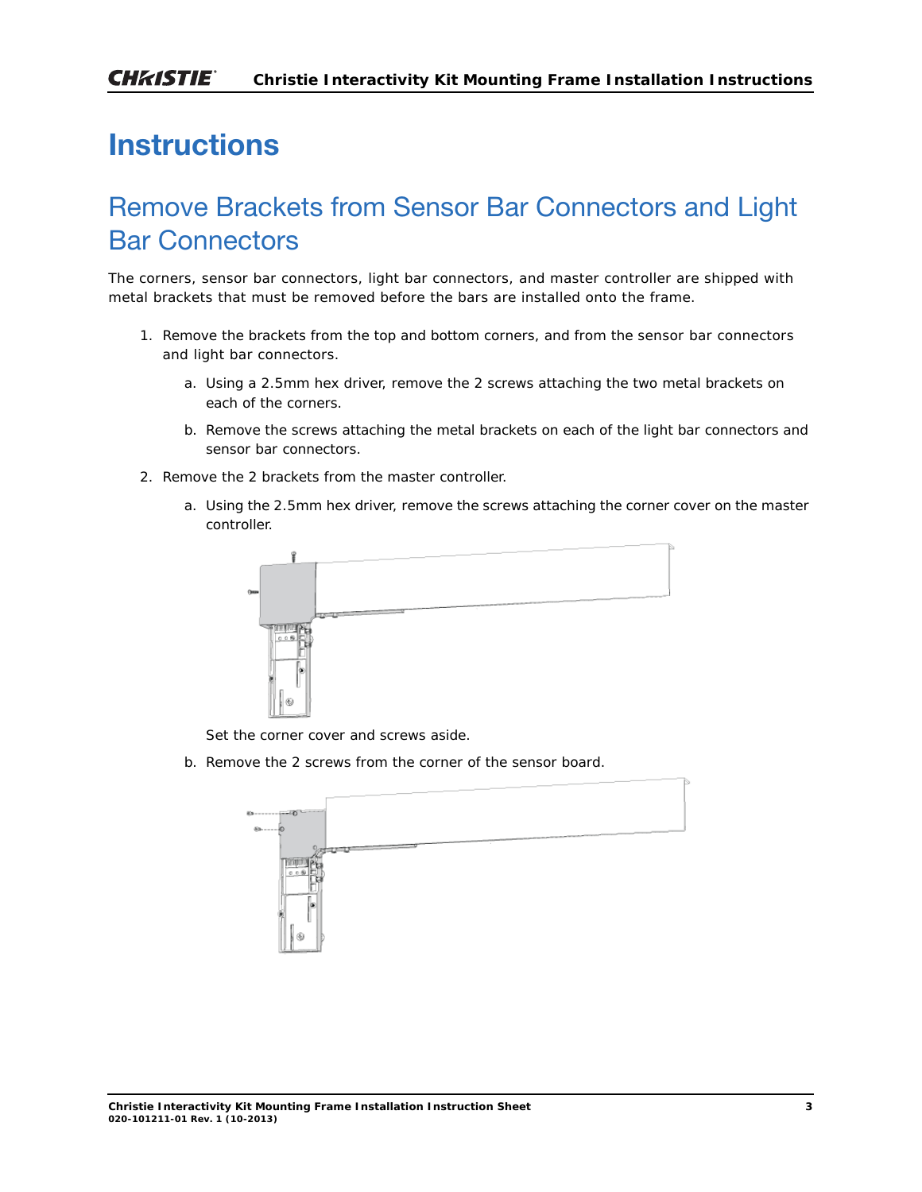# Instructions

## Remove Brackets from Sensor Bar Connectors and Light Bar Connectors

The corners, sensor bar connectors, light bar connectors, and master controller are shipped with metal brackets that must be removed before the bars are installed onto the frame.

1. Remove the brackets from the top and bottom corners, and from the sensor bar connectors and light bar connectors.
   a. Using a 2.5mm hex driver, remove the 2 screws attaching the two metal brackets on each of the corners.
   b. Remove the screws attaching the metal brackets on each of the light bar connectors and sensor bar connectors.
2. Remove the 2 brackets from the master controller.
   a. Using the 2.5mm hex driver, remove the screws attaching the corner cover on the master controller.

      Set the corner cover and screws aside.
   b. Remove the 2 screws from the corner of the sensor board.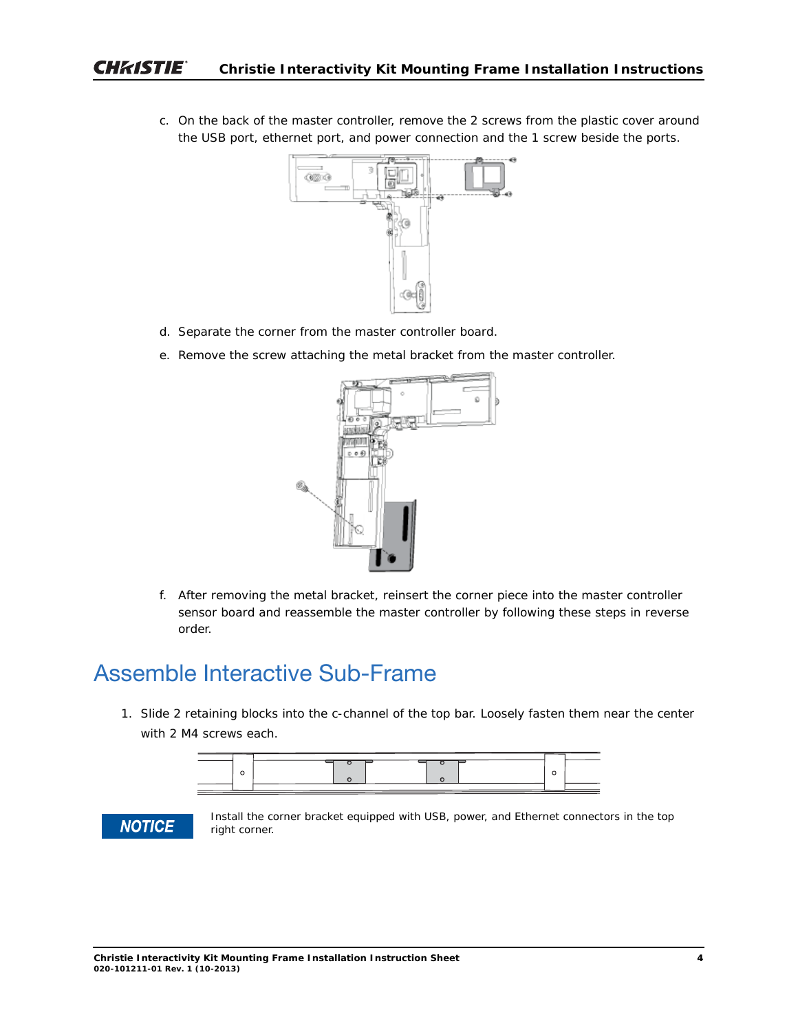c. On the back of the master controller, remove the 2 screws from the plastic cover around the USB port, ethernet port, and power connection and the 1 screw beside the ports.

d. Separate the corner from the master controller board.

e. Remove the screw attaching the metal bracket from the master controller.

f. After removing the metal bracket, reinsert the corner piece into the master controller sensor board and reassemble the master controller by following these steps in reverse order.

## Assemble Interactive Sub-Frame

1. Slide 2 retaining blocks into the c-channel of the top bar. Loosely fasten them near the center with 2 M4 screws each.

**NOTICE** Install the corner bracket equipped with USB, power, and Ethernet connectors in the top right corner.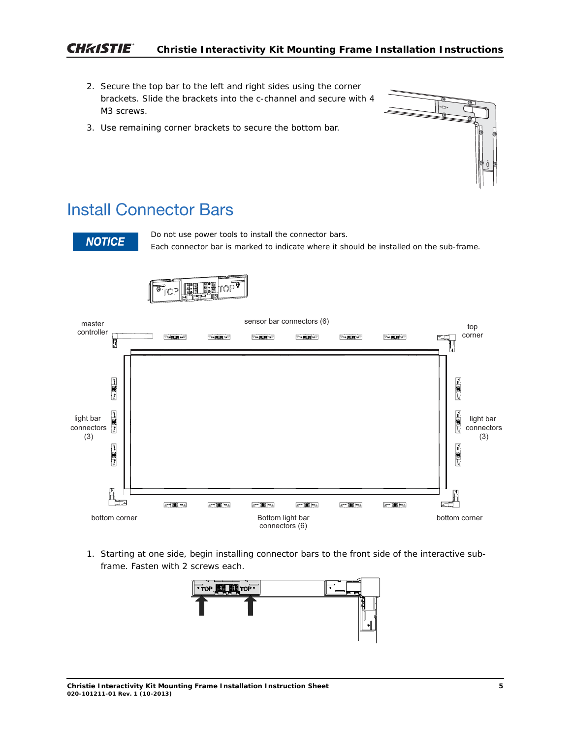2. Secure the top bar to the left and right sides using the corner brackets. Slide the brackets into the c-channel and secure with 4 M3 screws.
3. Use remaining corner brackets to secure the bottom bar.

## Install Connector Bars

**NOTICE**

Do not use power tools to install the connector bars.
Each connector bar is marked to indicate where it should be installed on the sub-frame.

master controller

sensor bar connectors (6)

top corner

light bar connectors (3)

light bar connectors (3)

bottom corner

Bottom light bar connectors (6)

bottom corner

1. Starting at one side, begin installing connector bars to the front side of the interactive sub-frame. Fasten with 2 screws each.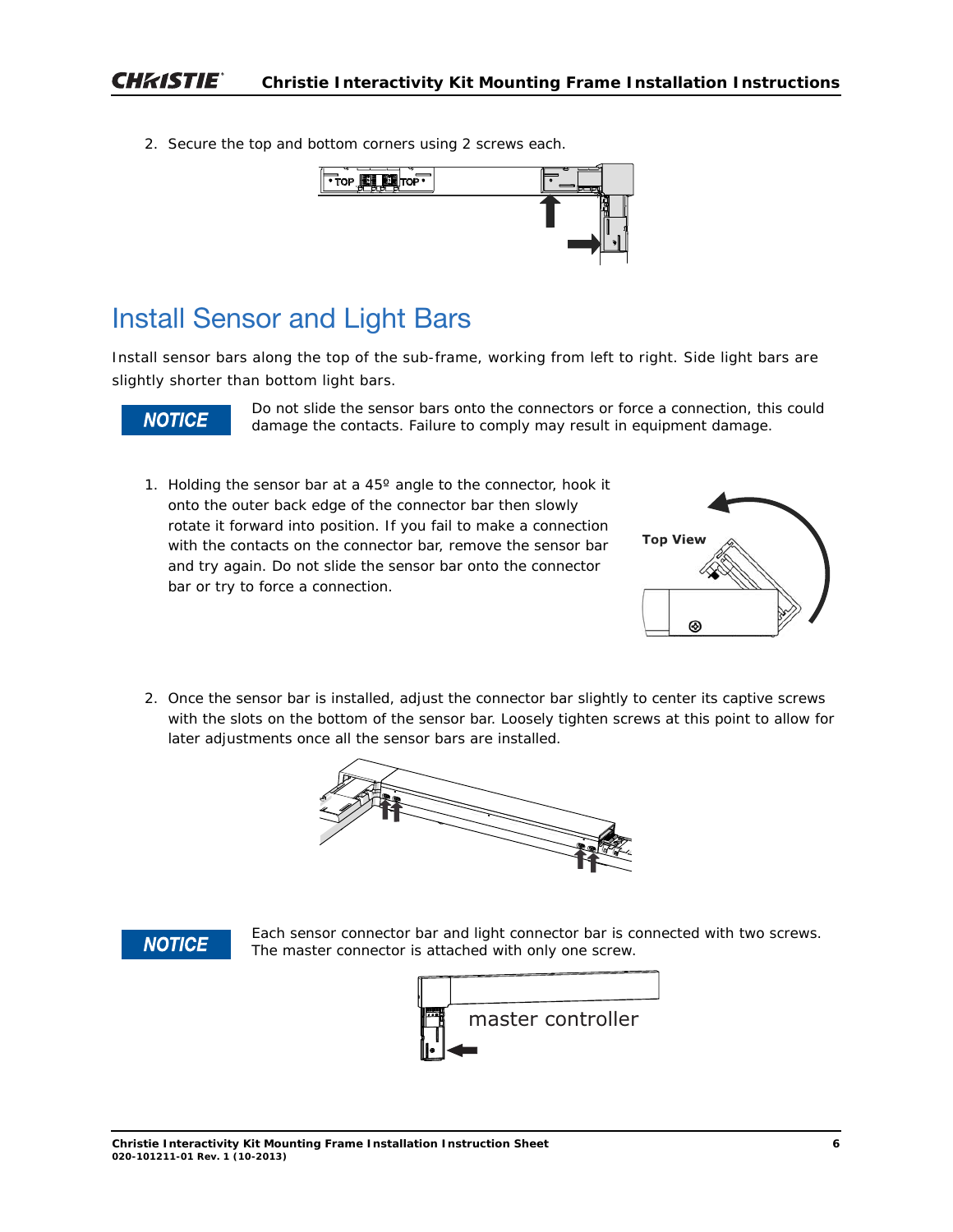2. Secure the top and bottom corners using 2 screws each.

## Install Sensor and Light Bars

Install sensor bars along the top of the sub-frame, working from left to right. Side light bars are slightly shorter than bottom light bars.

**NOTICE** Do not slide the sensor bars onto the connectors or force a connection, this could damage the contacts. Failure to comply may result in equipment damage.

1. Holding the sensor bar at a 45º angle to the connector, hook it onto the outer back edge of the connector bar then slowly rotate it forward into position. If you fail to make a connection with the contacts on the connector bar, remove the sensor bar and try again. Do not slide the sensor bar onto the connector bar or try to force a connection.

2. Once the sensor bar is installed, adjust the connector bar slightly to center its captive screws with the slots on the bottom of the sensor bar. Loosely tighten screws at this point to allow for later adjustments once all the sensor bars are installed.

**NOTICE** Each sensor connector bar and light connector bar is connected with two screws. The master connector is attached with only one screw.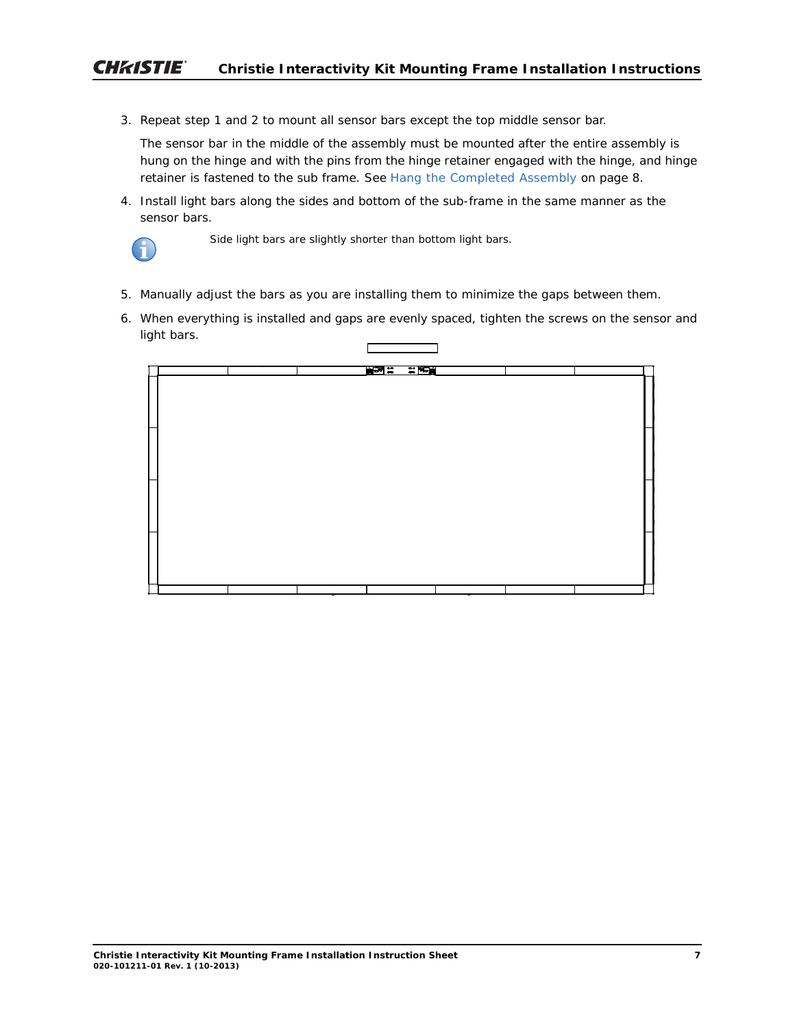3. Repeat step 1 and 2 to mount all sensor bars except the top middle sensor bar.

   The sensor bar in the middle of the assembly must be mounted after the entire assembly is hung on the hinge and with the pins from the hinge retainer engaged with the hinge, and hinge retainer is fastened to the sub frame. See Hang the Completed Assembly on page 8.

4. Install light bars along the sides and bottom of the sub-frame in the same manner as the sensor bars.

   Side light bars are slightly shorter than bottom light bars.

5. Manually adjust the bars as you are installing them to minimize the gaps between them.

6. When everything is installed and gaps are evenly spaced, tighten the screws on the sensor and light bars.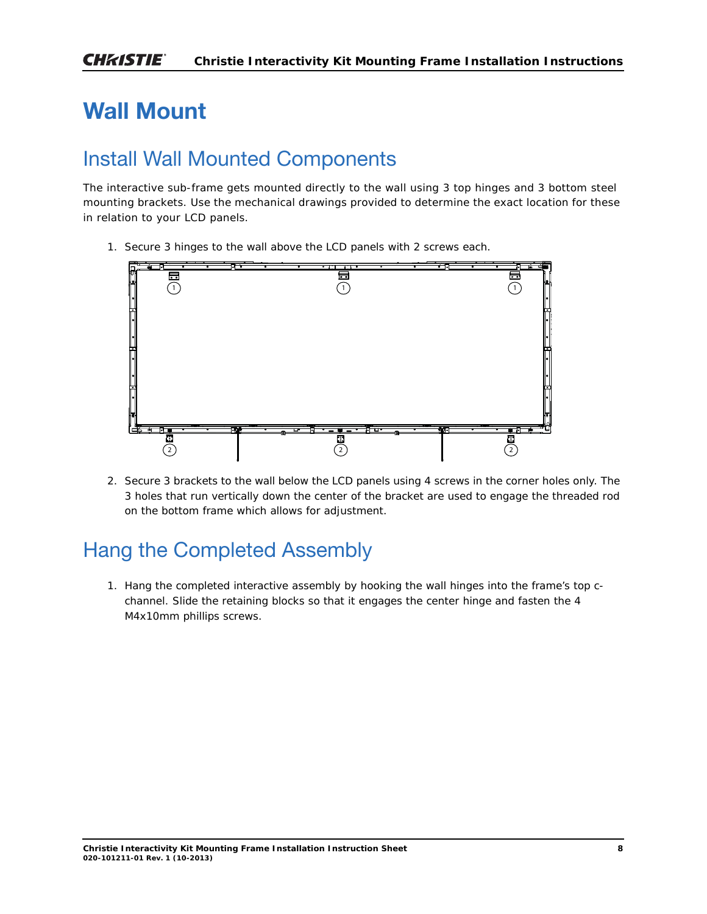# Wall Mount

## Install Wall Mounted Components

The interactive sub-frame gets mounted directly to the wall using 3 top hinges and 3 bottom steel mounting brackets. Use the mechanical drawings provided to determine the exact location for these in relation to your LCD panels.

1. Secure 3 hinges to the wall above the LCD panels with 2 screws each.

2. Secure 3 brackets to the wall below the LCD panels using 4 screws in the corner holes only. The 3 holes that run vertically down the center of the bracket are used to engage the threaded rod on the bottom frame which allows for adjustment.

## Hang the Completed Assembly

1. Hang the completed interactive assembly by hooking the wall hinges into the frame's top c-channel. Slide the retaining blocks so that it engages the center hinge and fasten the 4 M4x10mm phillips screws.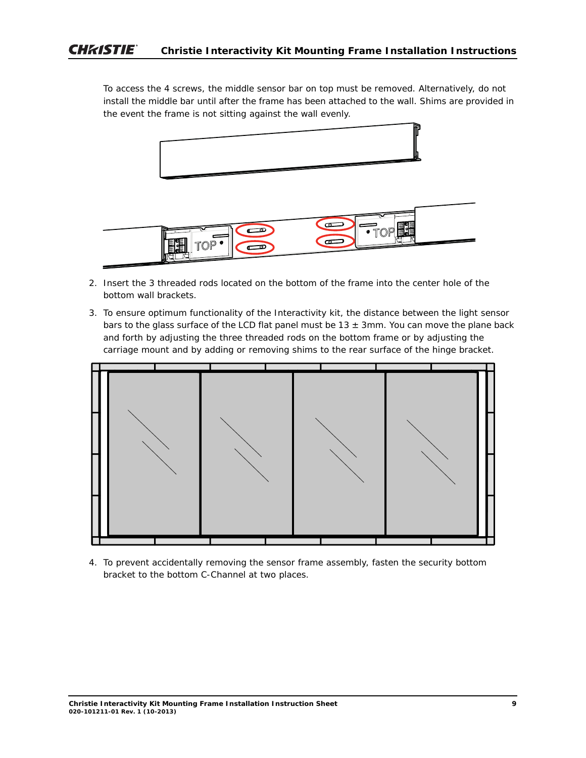To access the 4 screws, the middle sensor bar on top must be removed. Alternatively, do not install the middle bar until after the frame has been attached to the wall. Shims are provided in the event the frame is not sitting against the wall evenly.

2. Insert the 3 threaded rods located on the bottom of the frame into the center hole of the bottom wall brackets.
3. To ensure optimum functionality of the Interactivity kit, the distance between the light sensor bars to the glass surface of the LCD flat panel must be 13 ± 3mm. You can move the plane back and forth by adjusting the three threaded rods on the bottom frame or by adjusting the carriage mount and by adding or removing shims to the rear surface of the hinge bracket.
4. To prevent accidentally removing the sensor frame assembly, fasten the security bottom bracket to the bottom C-Channel at two places.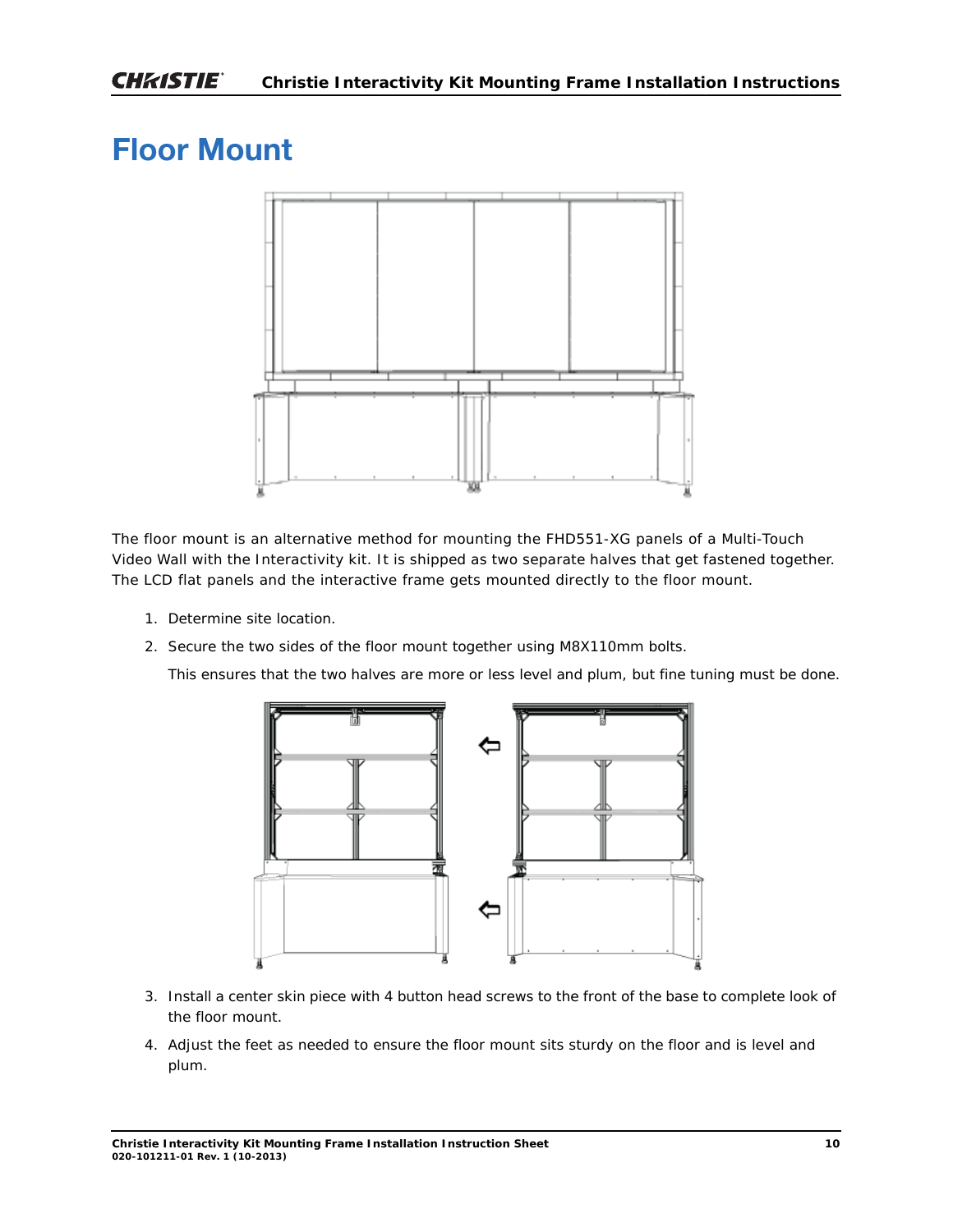# Floor Mount

The floor mount is an alternative method for mounting the FHD551-XG panels of a Multi-Touch Video Wall with the Interactivity kit. It is shipped as two separate halves that get fastened together. The LCD flat panels and the interactive frame gets mounted directly to the floor mount.

1. Determine site location.
2. Secure the two sides of the floor mount together using M8X110mm bolts.

   This ensures that the two halves are more or less level and plum, but fine tuning must be done.

3. Install a center skin piece with 4 button head screws to the front of the base to complete look of the floor mount.
4. Adjust the feet as needed to ensure the floor mount sits sturdy on the floor and is level and plum.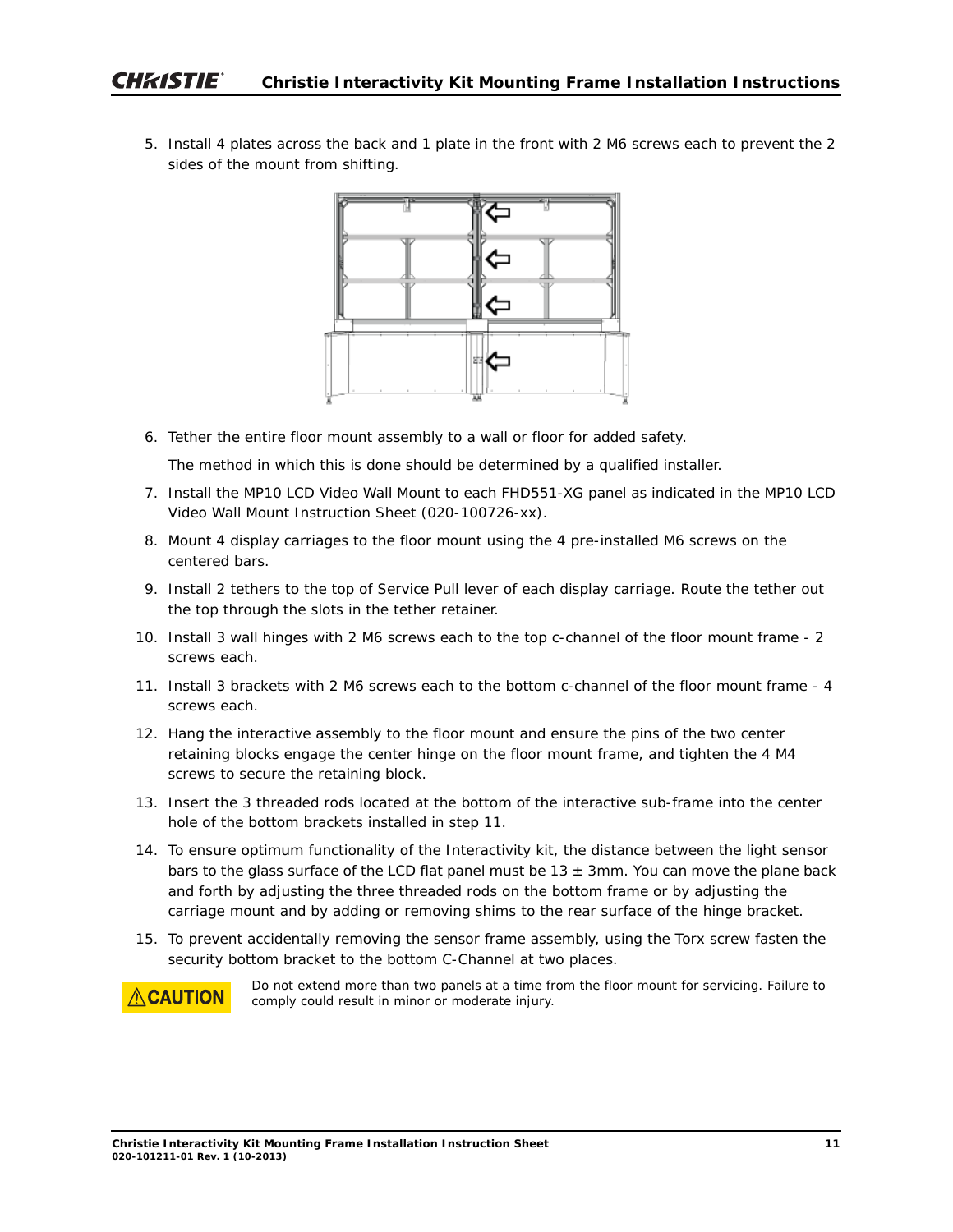5. Install 4 plates across the back and 1 plate in the front with 2 M6 screws each to prevent the 2 sides of the mount from shifting.

6. Tether the entire floor mount assembly to a wall or floor for added safety.

   The method in which this is done should be determined by a qualified installer.

7. Install the MP10 LCD Video Wall Mount to each FHD551-XG panel as indicated in the MP10 LCD Video Wall Mount Instruction Sheet (020-100726-xx).

8. Mount 4 display carriages to the floor mount using the 4 pre-installed M6 screws on the centered bars.

9. Install 2 tethers to the top of Service Pull lever of each display carriage. Route the tether out the top through the slots in the tether retainer.

10. Install 3 wall hinges with 2 M6 screws each to the top c-channel of the floor mount frame - 2 screws each.

11. Install 3 brackets with 2 M6 screws each to the bottom c-channel of the floor mount frame - 4 screws each.

12. Hang the interactive assembly to the floor mount and ensure the pins of the two center retaining blocks engage the center hinge on the floor mount frame, and tighten the 4 M4 screws to secure the retaining block.

13. Insert the 3 threaded rods located at the bottom of the interactive sub-frame into the center hole of the bottom brackets installed in step 11.

14. To ensure optimum functionality of the Interactivity kit, the distance between the light sensor bars to the glass surface of the LCD flat panel must be 13 ± 3mm. You can move the plane back and forth by adjusting the three threaded rods on the bottom frame or by adjusting the carriage mount and by adding or removing shims to the rear surface of the hinge bracket.

15. To prevent accidentally removing the sensor frame assembly, using the Torx screw fasten the security bottom bracket to the bottom C-Channel at two places.

**⚠CAUTION** Do not extend more than two panels at a time from the floor mount for servicing. Failure to comply could result in minor or moderate injury.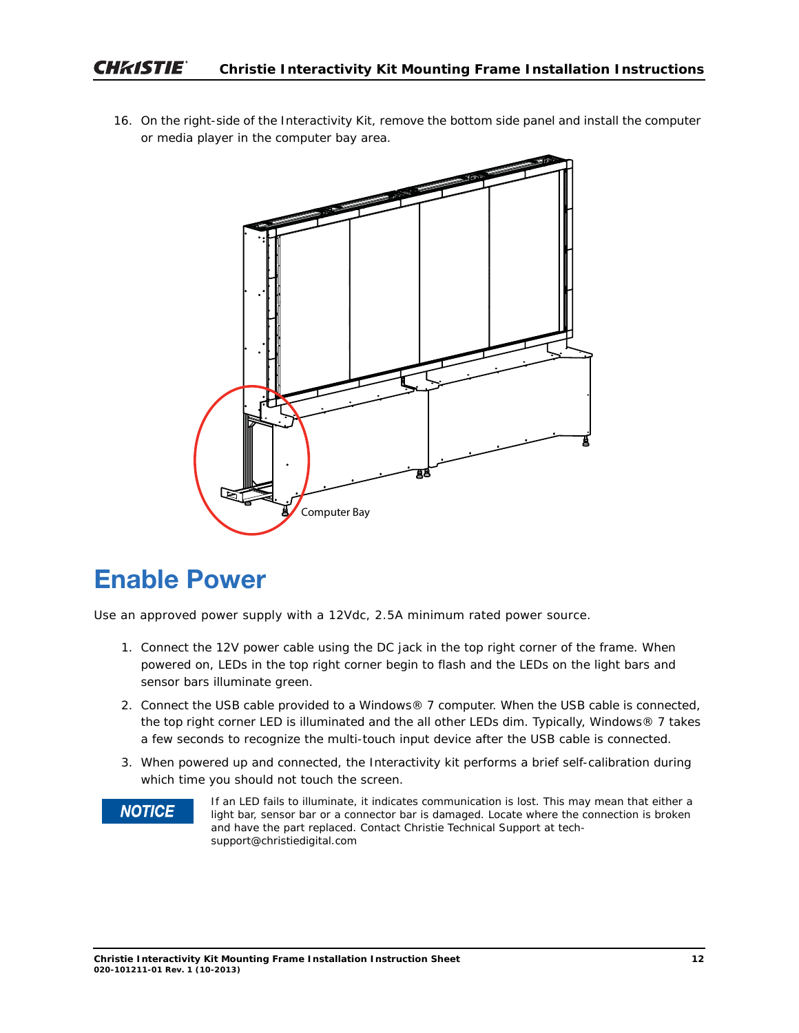16. On the right-side of the Interactivity Kit, remove the bottom side panel and install the computer or media player in the computer bay area.

Computer Bay

## Enable Power

Use an approved power supply with a 12Vdc, 2.5A minimum rated power source.

1. Connect the 12V power cable using the DC jack in the top right corner of the frame. When powered on, LEDs in the top right corner begin to flash and the LEDs on the light bars and sensor bars illuminate green.
2. Connect the USB cable provided to a Windows® 7 computer. When the USB cable is connected, the top right corner LED is illuminated and the all other LEDs dim. Typically, Windows® 7 takes a few seconds to recognize the multi-touch input device after the USB cable is connected.
3. When powered up and connected, the Interactivity kit performs a brief self-calibration during which time you should not touch the screen.

**NOTICE** If an LED fails to illuminate, it indicates communication is lost. This may mean that either a light bar, sensor bar or a connector bar is damaged. Locate where the connection is broken and have the part replaced. Contact Christie Technical Support at tech-support@christiedigital.com